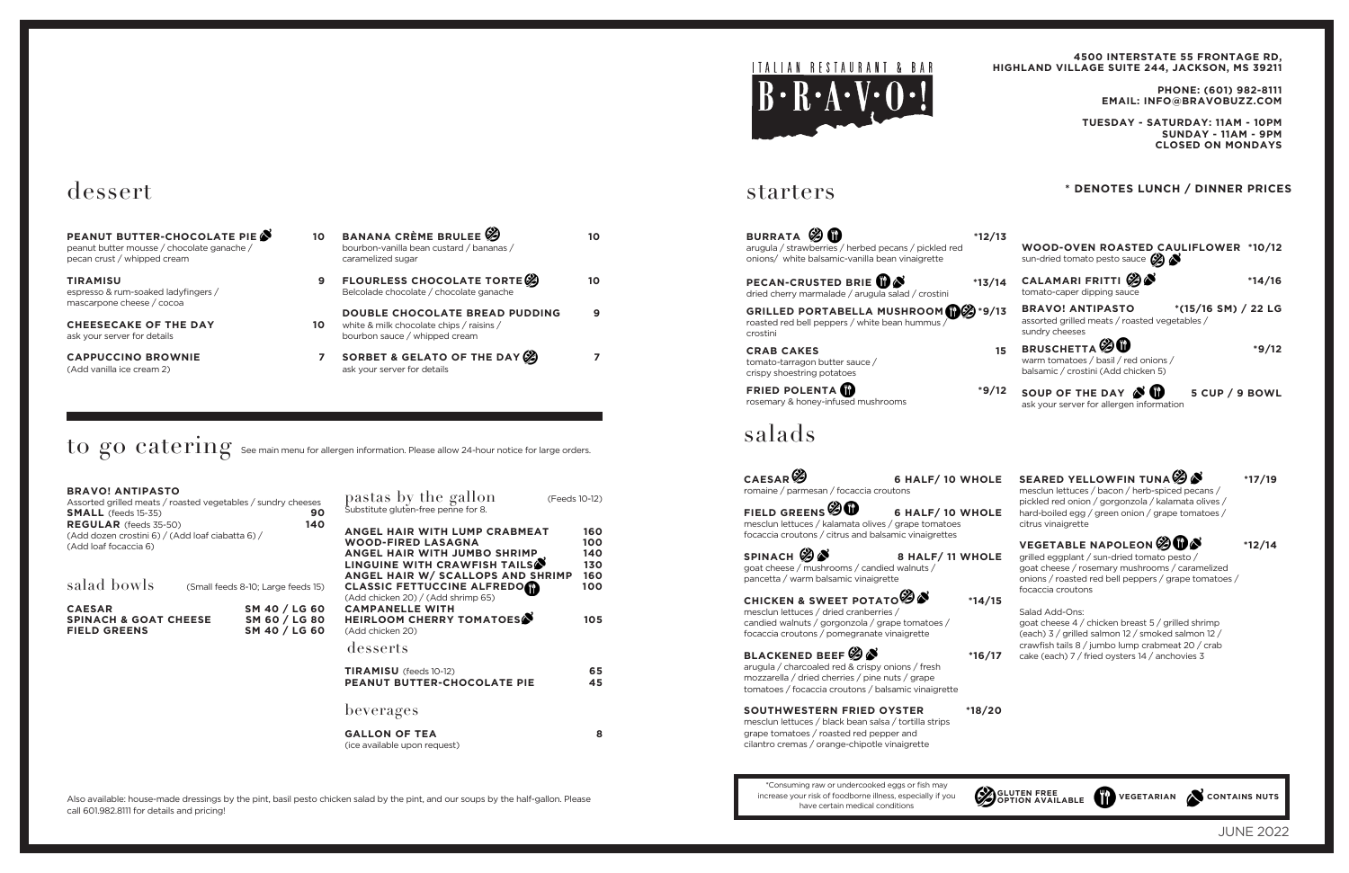# ITALIAN RESTAURANT & BAR
# B·R·A·V·O·!

**4500 INTERSTATE 55 FRONTAGE RD, HIGHLAND VILLAGE SUITE 244, JACKSON, MS 39211**

**PHONE: (601) 982-8111**
**EMAIL: INFO@BRAVOBUZZ.COM**

**TUESDAY - SATURDAY: 11AM - 10PM**
**SUNDAY - 11AM - 9PM**
**CLOSED ON MONDAYS**

**\* DENOTES LUNCH / DINNER PRICES**

## starters

**BURRATA** (gluten free option available, vegetarian) — *12/13
arugula / strawberries / herbed pecans / pickled red onions/ white balsamic-vanilla bean vinaigrette

**PECAN-CRUSTED BRIE** (vegetarian, contains nuts) — *13/14
dried cherry marmalade / arugula salad / crostini

**GRILLED PORTABELLA MUSHROOM** (vegetarian, gluten free option available) — *9/13
roasted red bell peppers / white bean hummus / crostini

**CRAB CAKES** — 15
tomato-tarragon butter sauce / crispy shoestring potatoes

**FRIED POLENTA** (vegetarian) — *9/12
rosemary & honey-infused mushrooms

**WOOD-OVEN ROASTED CAULIFLOWER** (gluten free option available, contains nuts) — *10/12
sun-dried tomato pesto sauce

**CALAMARI FRITTI** (gluten free option available, contains nuts) — *14/16
tomato-caper dipping sauce

**BRAVO! ANTIPASTO** — *(15/16 SM) / 22 LG
assorted grilled meats / roasted vegetables / sundry cheeses

**BRUSCHETTA** (gluten free option available, vegetarian) — *9/12
warm tomatoes / basil / red onions / balsamic / crostini (Add chicken 5)

**SOUP OF THE DAY** (contains nuts, vegetarian) — 5 CUP / 9 BOWL
ask your server for allergen information

## salads

**CAESAR** (gluten free option available) — 6 HALF/ 10 WHOLE
romaine / parmesan / focaccia croutons

**FIELD GREENS** (gluten free option available, vegetarian) — 6 HALF/ 10 WHOLE
mesclun lettuces / kalamata olives / grape tomatoes focaccia croutons / citrus and balsamic vinaigrettes

**SPINACH** (gluten free option available, contains nuts) — 8 HALF/ 11 WHOLE
goat cheese / mushrooms / candied walnuts / pancetta / warm balsamic vinaigrette

**CHICKEN & SWEET POTATO** (gluten free option available, contains nuts) — *14/15
mesclun lettuces / dried cranberries / candied walnuts / gorgonzola / grape tomatoes / focaccia croutons / pomegranate vinaigrette

**BLACKENED BEEF** (gluten free option available, contains nuts) — *16/17
arugula / charcoaled red & crispy onions / fresh mozzarella / dried cherries / pine nuts / grape tomatoes / focaccia croutons / balsamic vinaigrette

**SOUTHWESTERN FRIED OYSTER** — *18/20
mesclun lettuces / black bean salsa / tortilla strips grape tomatoes / roasted red pepper and cilantro cremas / orange-chipotle vinaigrette

**SEARED YELLOWFIN TUNA** (gluten free option available, contains nuts) — *17/19
mesclun lettuces / bacon / herb-spiced pecans / pickled red onion / gorgonzola / kalamata olives / hard-boiled egg / green onion / grape tomatoes / citrus vinaigrette

**VEGETABLE NAPOLEON** (gluten free option available, vegetarian, contains nuts) — *12/14
grilled eggplant / sun-dried tomato pesto / goat cheese / rosemary mushrooms / caramelized onions / roasted red bell peppers / grape tomatoes / focaccia croutons

Salad Add-Ons:
goat cheese 4 / chicken breast 5 / grilled shrimp (each) 3 / grilled salmon 12 / smoked salmon 12 / crawfish tails 8 / jumbo lump crabmeat 20 / crab cake (each) 7 / fried oysters 14 / anchovies 3

*Consuming raw or undercooked eggs or fish may increase your risk of foodborne illness, especially if you have certain medical conditions

GLUTEN FREE OPTION AVAILABLE · VEGETARIAN · CONTAINS NUTS

JUNE 2022

## dessert

**PEANUT BUTTER-CHOCOLATE PIE** (contains nuts) — 10
peanut butter mousse / chocolate ganache / pecan crust / whipped cream

**TIRAMISU** — 9
espresso & rum-soaked ladyfingers / mascarpone cheese / cocoa

**CHEESECAKE OF THE DAY** — 10
ask your server for details

**CAPPUCCINO BROWNIE** — 7
(Add vanilla ice cream 2)

**BANANA CRÈME BRULEE** (gluten free option available) — 10
bourbon-vanilla bean custard / bananas / caramelized sugar

**FLOURLESS CHOCOLATE TORTE** (gluten free option available) — 10
Belcolade chocolate / chocolate ganache

**DOUBLE CHOCOLATE BREAD PUDDING** — 9
white & milk chocolate chips / raisins / bourbon sauce / whipped cream

**SORBET & GELATO OF THE DAY** (gluten free option available) — 7
ask your server for details

## to go catering

See main menu for allergen information. Please allow 24-hour notice for large orders.

**BRAVO! ANTIPASTO**
Assorted grilled meats / roasted vegetables / sundry cheeses

| | |
|---|---|
| **SMALL** (feeds 15-35) | **90** |
| **REGULAR** (feeds 35-50) | **140** |

(Add dozen crostini 6) / (Add loaf ciabatta 6) / (Add loaf focaccia 6)

### salad bowls
(Small feeds 8-10; Large feeds 15)

| | |
|---|---|
| **CAESAR** | **SM 40 / LG 60** |
| **SPINACH & GOAT CHEESE** | **SM 60 / LG 80** |
| **FIELD GREENS** | **SM 40 / LG 60** |

### pastas by the gallon
(Feeds 10-12)
Substitute gluten-free penne for 8.

| | |
|---|---|
| **ANGEL HAIR WITH LUMP CRABMEAT** | **160** |
| **WOOD-FIRED LASAGNA** | **100** |
| **ANGEL HAIR WITH JUMBO SHRIMP** | **140** |
| **LINGUINE WITH CRAWFISH TAILS** (contains nuts) | **130** |
| **ANGEL HAIR W/ SCALLOPS AND SHRIMP** | **160** |
| **CLASSIC FETTUCCINE ALFREDO** (vegetarian) (Add chicken 20) / (Add shrimp 65) | **100** |
| **CAMPANELLE WITH HEIRLOOM CHERRY TOMATOES** (contains nuts) (Add chicken 20) | **105** |

### desserts

| | |
|---|---|
| **TIRAMISU** (feeds 10-12) | **65** |
| **PEANUT BUTTER-CHOCOLATE PIE** | **45** |

### beverages

| | |
|---|---|
| **GALLON OF TEA** (ice available upon request) | **8** |

Also available: house-made dressings by the pint, basil pesto chicken salad by the pint, and our soups by the half-gallon. Please call 601.982.8111 for details and pricing!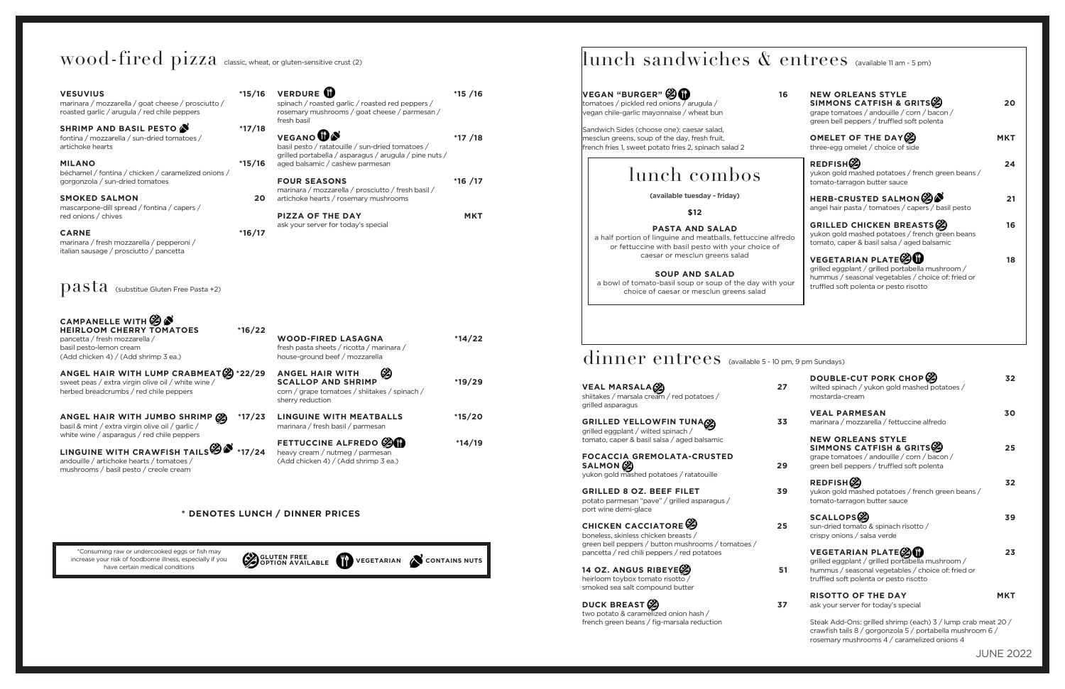# wood-fired pizza

classic, wheat, or gluten-sensitive crust (2)

**VESUVIUS** *15/16
marinara / mozzarella / goat cheese / prosciutto / roasted garlic / arugula / red chile peppers

**SHRIMP AND BASIL PESTO** (contains nuts) *17/18
fontina / mozzarella / sun-dried tomatoes / artichoke hearts

**MILANO** *15/16
béchamel / fontina / chicken / caramelized onions / gorgonzola / sun-dried tomatoes

**SMOKED SALMON** 20
mascarpone-dill spread / fontina / capers / red onions / chives

**CARNE** *16/17
marinara / fresh mozzarella / pepperoni / italian sausage / prosciutto / pancetta

**VERDURE** (vegetarian) *15 /16
spinach / roasted garlic / roasted red peppers / rosemary mushrooms / goat cheese / parmesan / fresh basil

**VEGANO** (vegetarian) (contains nuts) *17 /18
basil pesto / ratatouille / sun-dried tomatoes / grilled portabella / asparagus / arugula / pine nuts / aged balsamic / cashew parmesan

**FOUR SEASONS** *16 /17
marinara / mozzarella / prosciutto / fresh basil / artichoke hearts / rosemary mushrooms

**PIZZA OF THE DAY** MKT
ask your server for today's special

# pasta

(substitue Gluten Free Pasta +2)

**CAMPANELLE WITH HEIRLOOM CHERRY TOMATOES** (gluten free option available) (contains nuts) *16/22
pancetta / fresh mozzarella / basil pesto-lemon cream
(Add chicken 4) / (Add shrimp 3 ea.)

**ANGEL HAIR WITH LUMP CRABMEAT** (gluten free option available) *22/29
sweet peas / extra virgin olive oil / white wine / herbed breadcrumbs / red chile peppers

**ANGEL HAIR WITH JUMBO SHRIMP** (gluten free option available) *17/23
basil & mint / extra virgin olive oil / garlic / white wine / asparagus / red chile peppers

**LINGUINE WITH CRAWFISH TAILS** (gluten free option available) (contains nuts) *17/24
andouille / artichoke hearts / tomatoes / mushrooms / basil pesto / creole cream

**WOOD-FIRED LASAGNA** *14/22
fresh pasta sheets / ricotta / marinara / house-ground beef / mozzarella

**ANGEL HAIR WITH SCALLOP AND SHRIMP** (gluten free option available) *19/29
corn / grape tomatoes / shiitakes / spinach / sherry reduction

**LINGUINE WITH MEATBALLS** *15/20
marinara / fresh basil / parmesan

**FETTUCCINE ALFREDO** (gluten free option available) (vegetarian) *14/19
heavy cream / nutmeg / parmesan
(Add chicken 4) / (Add shrimp 3 ea.)

**\* DENOTES LUNCH / DINNER PRICES**

*Consuming raw or undercooked eggs or fish may increase your risk of foodborne illness, especially if you have certain medical conditions

GLUTEN FREE OPTION AVAILABLE | VEGETARIAN | CONTAINS NUTS

# lunch sandwiches & entrees

(available 11 am - 5 pm)

**VEGAN "BURGER"** (gluten free option available) (vegetarian) 16
tomatoes / pickled red onions / arugula / vegan chile-garlic mayonnaise / wheat bun

Sandwich Sides (choose one): caesar salad, mesclun greens, soup of the day, fresh fruit, french fries 1, sweet potato fries 2, spinach salad 2

**NEW ORLEANS STYLE SIMMONS CATFISH & GRITS** (gluten free option available) 20
grape tomatoes / andouille / corn / bacon / green bell peppers / truffled soft polenta

**OMELET OF THE DAY** (gluten free option available) MKT
three-egg omelet / choice of side

**REDFISH** (gluten free option available) 24
yukon gold mashed potatoes / french green beans / tomato-tarragon butter sauce

**HERB-CRUSTED SALMON** (gluten free option available) (contains nuts) 21
angel hair pasta / tomatoes / capers / basil pesto

**GRILLED CHICKEN BREASTS** (gluten free option available) 16
yukon gold mashed potatoes / french green beans tomato, caper & basil salsa / aged balsamic

**VEGETARIAN PLATE** (gluten free option available) (vegetarian) 18
grilled eggplant / grilled portabella mushroom / hummus / seasonal vegetables / choice of: fried or truffled soft polenta or pesto risotto

## lunch combos

**(available tuesday - friday)**

**$12**

**PASTA AND SALAD**
a half portion of linguine and meatballs, fettuccine alfredo or fettuccine with basil pesto with your choice of caesar or mesclun greens salad

**SOUP AND SALAD**
a bowl of tomato-basil soup or soup of the day with your choice of caesar or mesclun greens salad

# dinner entrees

(available 5 - 10 pm, 9 pm Sundays)

**VEAL MARSALA** (gluten free option available) 27
shiitakes / marsala cream / red potatoes / grilled asparagus

**GRILLED YELLOWFIN TUNA** (gluten free option available) 33
grilled eggplant / wilted spinach / tomato, caper & basil salsa / aged balsamic

**FOCACCIA GREMOLATA-CRUSTED SALMON** (gluten free option available) 29
yukon gold mashed potatoes / ratatouille

**GRILLED 8 OZ. BEEF FILET** 39
potato parmesan "pave" / grilled asparagus / port wine demi-glace

**CHICKEN CACCIATORE** (gluten free option available) 25
boneless, skinless chicken breasts / green bell peppers / button mushrooms / tomatoes / pancetta / red chili peppers / red potatoes

**14 OZ. ANGUS RIBEYE** (gluten free option available) 51
heirloom toybox tomato risotto / smoked sea salt compound butter

**DUCK BREAST** (gluten free option available) 37
two potato & caramelized onion hash / french green beans / fig-marsala reduction

**DOUBLE-CUT PORK CHOP** (gluten free option available) 32
wilted spinach / yukon gold mashed potatoes / mostarda-cream

**VEAL PARMESAN** 30
marinara / mozzarella / fettuccine alfredo

**NEW ORLEANS STYLE SIMMONS CATFISH & GRITS** (gluten free option available) 25
grape tomatoes / andouille / corn / bacon / green bell peppers / truffled soft polenta

**REDFISH** (gluten free option available) 32
yukon gold mashed potatoes / french green beans / tomato-tarragon butter sauce

**SCALLOPS** (gluten free option available) 39
sun-dried tomato & spinach risotto / crispy onions / salsa verde

**VEGETARIAN PLATE** (gluten free option available) (vegetarian) 23
grilled eggplant / grilled portabella mushroom / hummus / seasonal vegetables / choice of: fried or truffled soft polenta or pesto risotto

**RISOTTO OF THE DAY** MKT
ask your server for today's special

Steak Add-Ons: grilled shrimp (each) 3 / lump crab meat 20 / crawfish tails 8 / gorgonzola 5 / portabella mushroom 6 / rosemary mushrooms 4 / caramelized onions 4

JUNE 2022